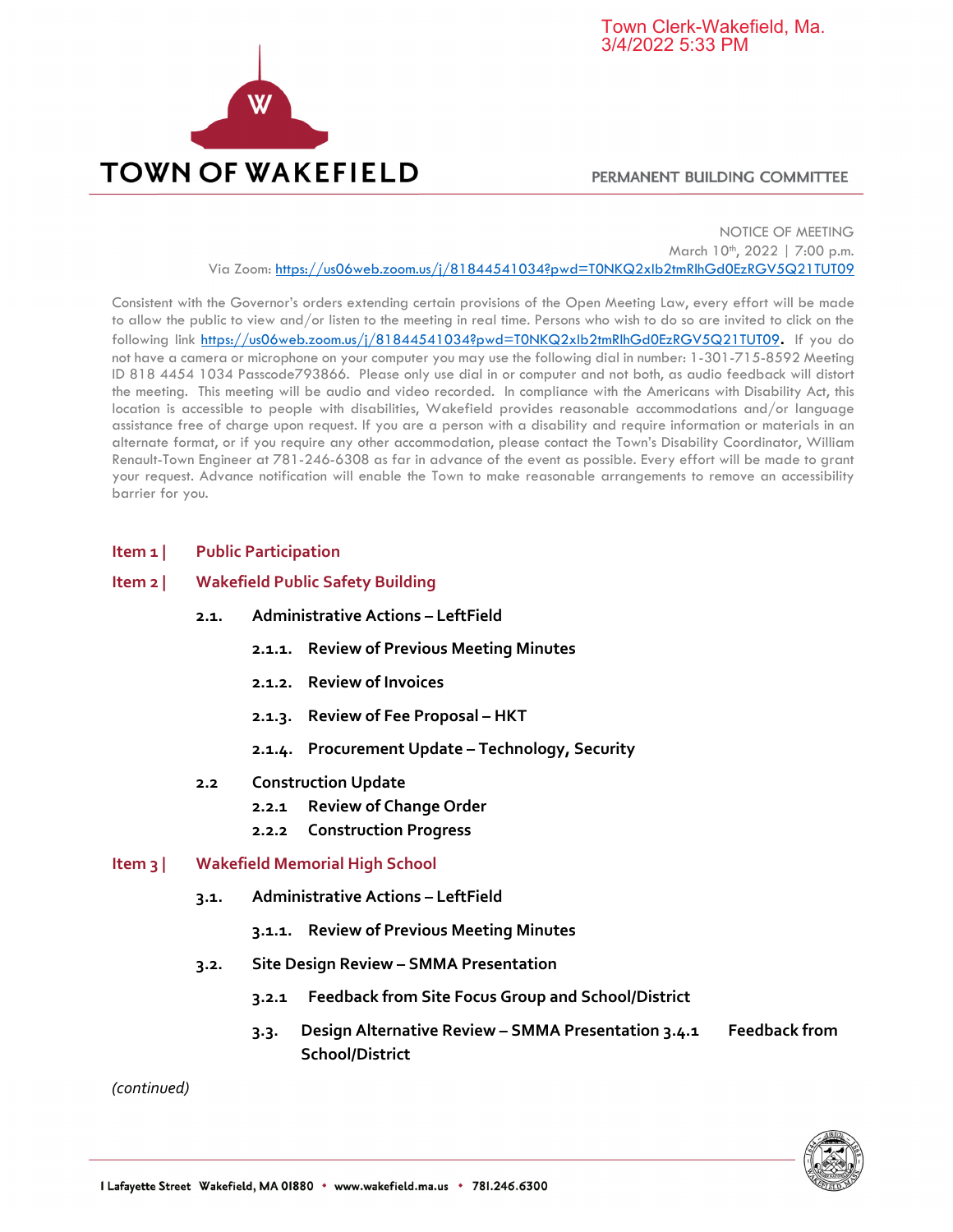Town Clerk-Wakefield, Ma.
3/4/2022 5:33 PM

# TOWN OF WAKEFIELD

PERMANENT BUILDING COMMITTEE

NOTICE OF MEETING
March 10th, 2022 | 7:00 p.m.
Via Zoom: https://us06web.zoom.us/j/81844541034?pwd=T0NKQ2xlb2tmRlhGd0EzRGV5Q21TUT09

Consistent with the Governor's orders extending certain provisions of the Open Meeting Law, every effort will be made to allow the public to view and/or listen to the meeting in real time. Persons who wish to do so are invited to click on the following link https://us06web.zoom.us/j/81844541034?pwd=T0NKQ2xlb2tmRlhGd0EzRGV5Q21TUT09. If you do not have a camera or microphone on your computer you may use the following dial in number: 1-301-715-8592 Meeting ID 818 4454 1034 Passcode793866. Please only use dial in or computer and not both, as audio feedback will distort the meeting. This meeting will be audio and video recorded. In compliance with the Americans with Disability Act, this location is accessible to people with disabilities, Wakefield provides reasonable accommodations and/or language assistance free of charge upon request. If you are a person with a disability and require information or materials in an alternate format, or if you require any other accommodation, please contact the Town's Disability Coordinator, William Renault-Town Engineer at 781-246-6308 as far in advance of the event as possible. Every effort will be made to grant your request. Advance notification will enable the Town to make reasonable arrangements to remove an accessibility barrier for you.

**Item 1 | Public Participation**

**Item 2 | Wakefield Public Safety Building**

- **2.1. Administrative Actions – LeftField**
  - **2.1.1. Review of Previous Meeting Minutes**
  - **2.1.2. Review of Invoices**
  - **2.1.3. Review of Fee Proposal – HKT**
  - **2.1.4. Procurement Update – Technology, Security**
- **2.2 Construction Update**
  - **2.2.1 Review of Change Order**
  - **2.2.2 Construction Progress**

**Item 3 | Wakefield Memorial High School**

- **3.1. Administrative Actions – LeftField**
  - **3.1.1. Review of Previous Meeting Minutes**
- **3.2. Site Design Review – SMMA Presentation**
  - **3.2.1 Feedback from Site Focus Group and School/District**
  - **3.3. Design Alternative Review – SMMA Presentation 3.4.1 Feedback from School/District**

*(continued)*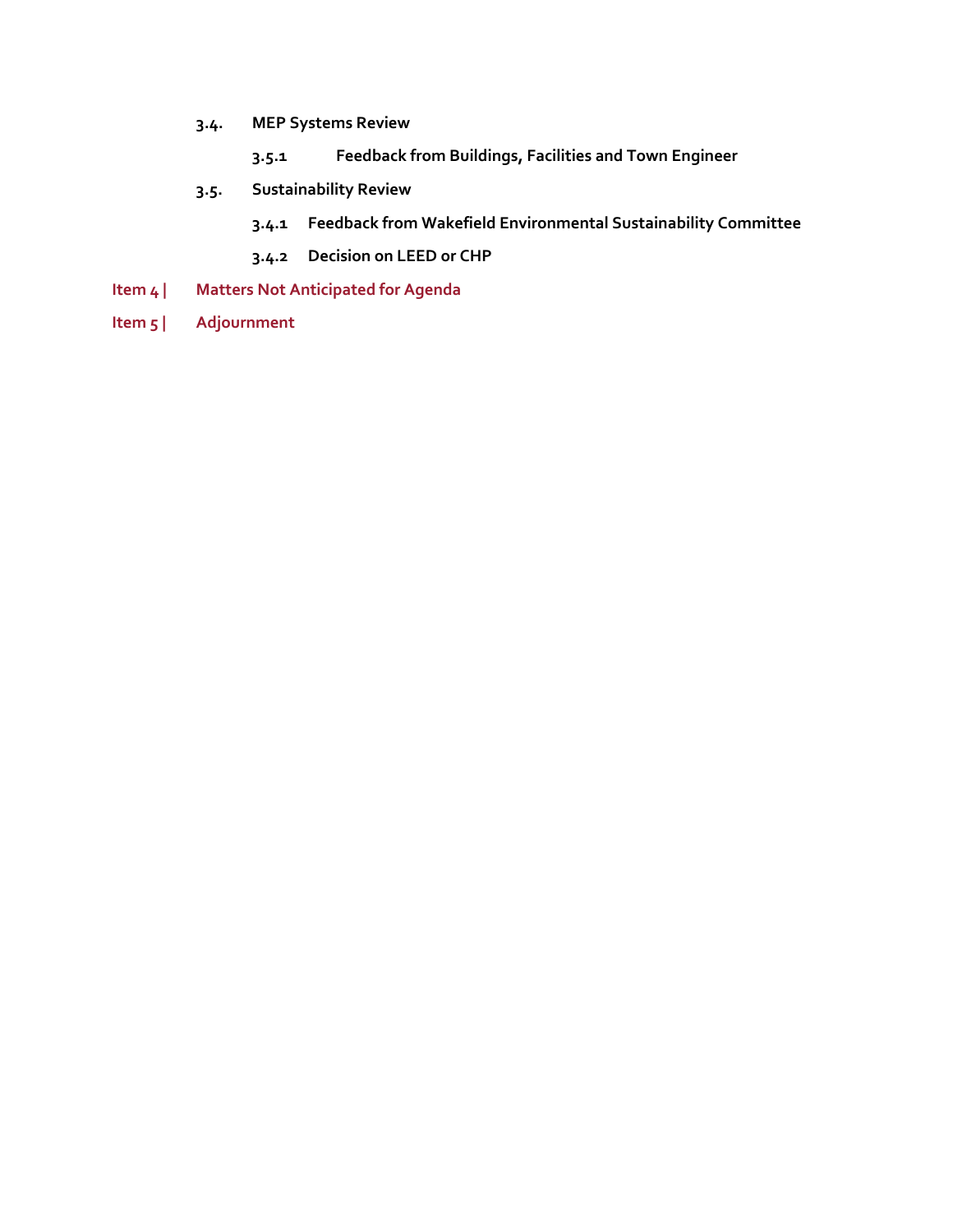**3.4. MEP Systems Review**

**3.5.1 Feedback from Buildings, Facilities and Town Engineer**

**3.5. Sustainability Review**

**3.4.1 Feedback from Wakefield Environmental Sustainability Committee**

**3.4.2 Decision on LEED or CHP**

**Item 4 | Matters Not Anticipated for Agenda**

**Item 5 | Adjournment**